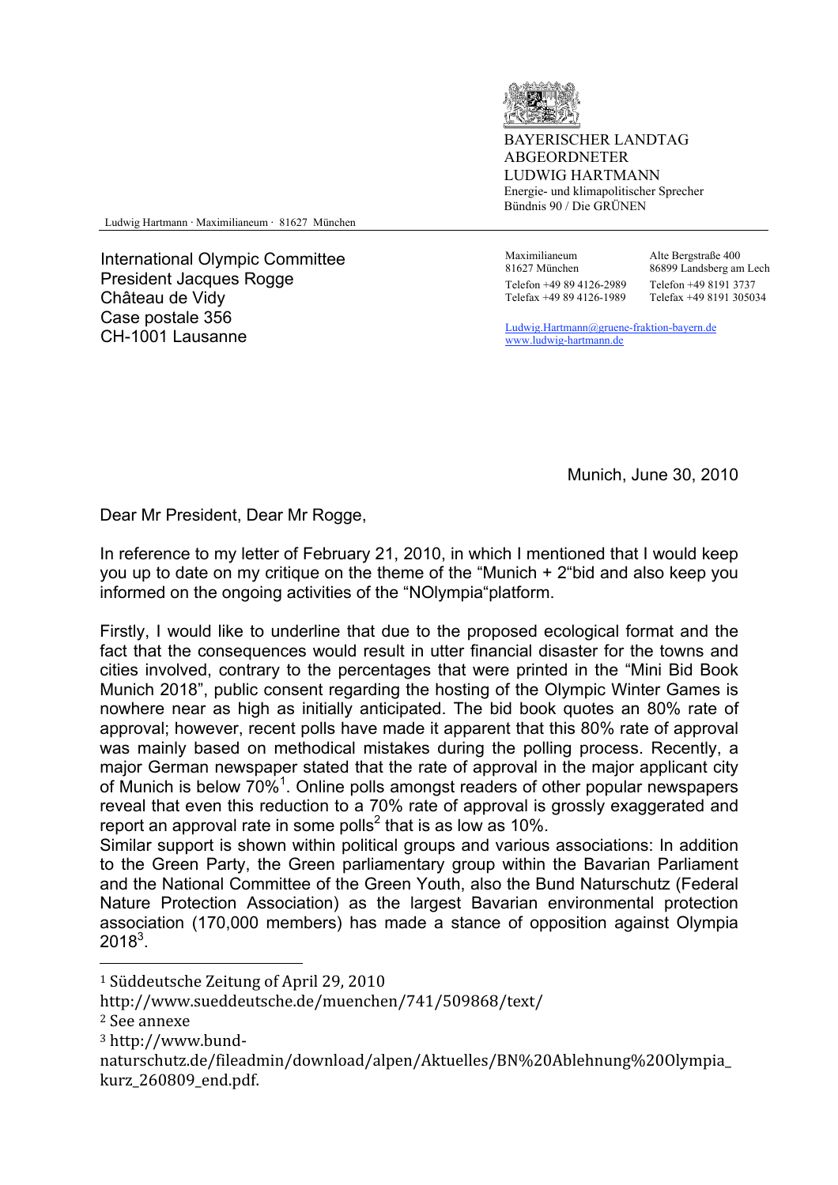BAYERISCHER LANDTAG
ABGEORDNETER
LUDWIG HARTMANN
Energie- und klimapolitischer Sprecher
Bündnis 90 / Die GRÜNEN

Ludwig Hartmann · Maximilianeum · 81627 München

International Olympic Committee
President Jacques Rogge
Château de Vidy
Case postale 356
CH-1001 Lausanne

Maximilianeum
81627 München
Telefon +49 89 4126-2989
Telefax +49 89 4126-1989

Alte Bergstraße 400
86899 Landsberg am Lech
Telefon +49 8191 3737
Telefax +49 8191 305034

Ludwig.Hartmann@gruene-fraktion-bayern.de
www.ludwig-hartmann.de

Munich, June 30, 2010

Dear Mr President, Dear Mr Rogge,

In reference to my letter of February 21, 2010, in which I mentioned that I would keep you up to date on my critique on the theme of the "Munich + 2"bid and also keep you informed on the ongoing activities of the "NOlympia"platform.

Firstly, I would like to underline that due to the proposed ecological format and the fact that the consequences would result in utter financial disaster for the towns and cities involved, contrary to the percentages that were printed in the "Mini Bid Book Munich 2018", public consent regarding the hosting of the Olympic Winter Games is nowhere near as high as initially anticipated. The bid book quotes an 80% rate of approval; however, recent polls have made it apparent that this 80% rate of approval was mainly based on methodical mistakes during the polling process. Recently, a major German newspaper stated that the rate of approval in the major applicant city of Munich is below 70%[1]. Online polls amongst readers of other popular newspapers reveal that even this reduction to a 70% rate of approval is grossly exaggerated and report an approval rate in some polls[2] that is as low as 10%.
Similar support is shown within political groups and various associations: In addition to the Green Party, the Green parliamentary group within the Bavarian Parliament and the National Committee of the Green Youth, also the Bund Naturschutz (Federal Nature Protection Association) as the largest Bavarian environmental protection association (170,000 members) has made a stance of opposition against Olympia 2018[3].

---

[1] Süddeutsche Zeitung of April 29, 2010
http://www.sueddeutsche.de/muenchen/741/509868/text/

[2] See annexe

[3] http://www.bund-naturschutz.de/fileadmin/download/alpen/Aktuelles/BN%20Ablehnung%20Olympia_kurz_260809_end.pdf.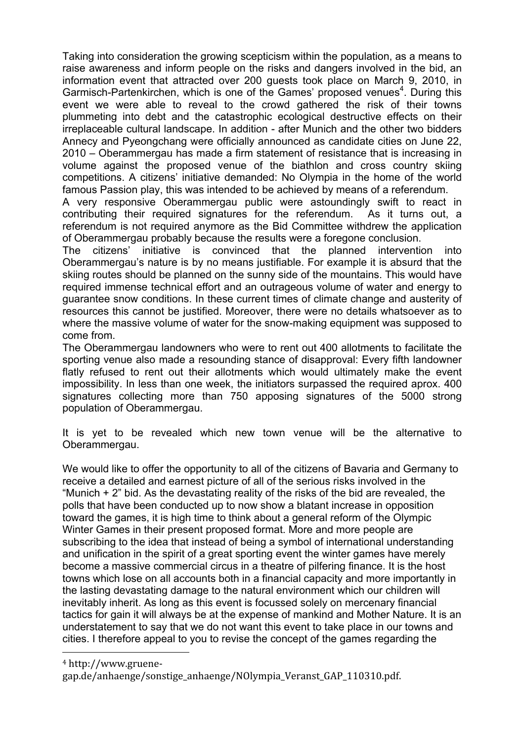Taking into consideration the growing scepticism within the population, as a means to raise awareness and inform people on the risks and dangers involved in the bid, an information event that attracted over 200 guests took place on March 9, 2010, in Garmisch-Partenkirchen, which is one of the Games' proposed venues[4]. During this event we were able to reveal to the crowd gathered the risk of their towns plummeting into debt and the catastrophic ecological destructive effects on their irreplaceable cultural landscape. In addition - after Munich and the other two bidders Annecy and Pyeongchang were officially announced as candidate cities on June 22, 2010 – Oberammergau has made a firm statement of resistance that is increasing in volume against the proposed venue of the biathlon and cross country skiing competitions. A citizens' initiative demanded: No Olympia in the home of the world famous Passion play, this was intended to be achieved by means of a referendum.

A very responsive Oberammergau public were astoundingly swift to react in contributing their required signatures for the referendum. As it turns out, a referendum is not required anymore as the Bid Committee withdrew the application of Oberammergau probably because the results were a foregone conclusion.

The citizens' initiative is convinced that the planned intervention into Oberammergau's nature is by no means justifiable. For example it is absurd that the skiing routes should be planned on the sunny side of the mountains. This would have required immense technical effort and an outrageous volume of water and energy to guarantee snow conditions. In these current times of climate change and austerity of resources this cannot be justified. Moreover, there were no details whatsoever as to where the massive volume of water for the snow-making equipment was supposed to come from.

The Oberammergau landowners who were to rent out 400 allotments to facilitate the sporting venue also made a resounding stance of disapproval: Every fifth landowner flatly refused to rent out their allotments which would ultimately make the event impossibility. In less than one week, the initiators surpassed the required aprox. 400 signatures collecting more than 750 apposing signatures of the 5000 strong population of Oberammergau.

It is yet to be revealed which new town venue will be the alternative to Oberammergau.

We would like to offer the opportunity to all of the citizens of Bavaria and Germany to receive a detailed and earnest picture of all of the serious risks involved in the "Munich + 2" bid. As the devastating reality of the risks of the bid are revealed, the polls that have been conducted up to now show a blatant increase in opposition toward the games, it is high time to think about a general reform of the Olympic Winter Games in their present proposed format. More and more people are subscribing to the idea that instead of being a symbol of international understanding and unification in the spirit of a great sporting event the winter games have merely become a massive commercial circus in a theatre of pilfering finance. It is the host towns which lose on all accounts both in a financial capacity and more importantly in the lasting devastating damage to the natural environment which our children will inevitably inherit. As long as this event is focussed solely on mercenary financial tactics for gain it will always be at the expense of mankind and Mother Nature. It is an understatement to say that we do not want this event to take place in our towns and cities. I therefore appeal to you to revise the concept of the games regarding the

---

[4] http://www.gruene-gap.de/anhaenge/sonstige_anhaenge/NOlympia_Veranst_GAP_110310.pdf.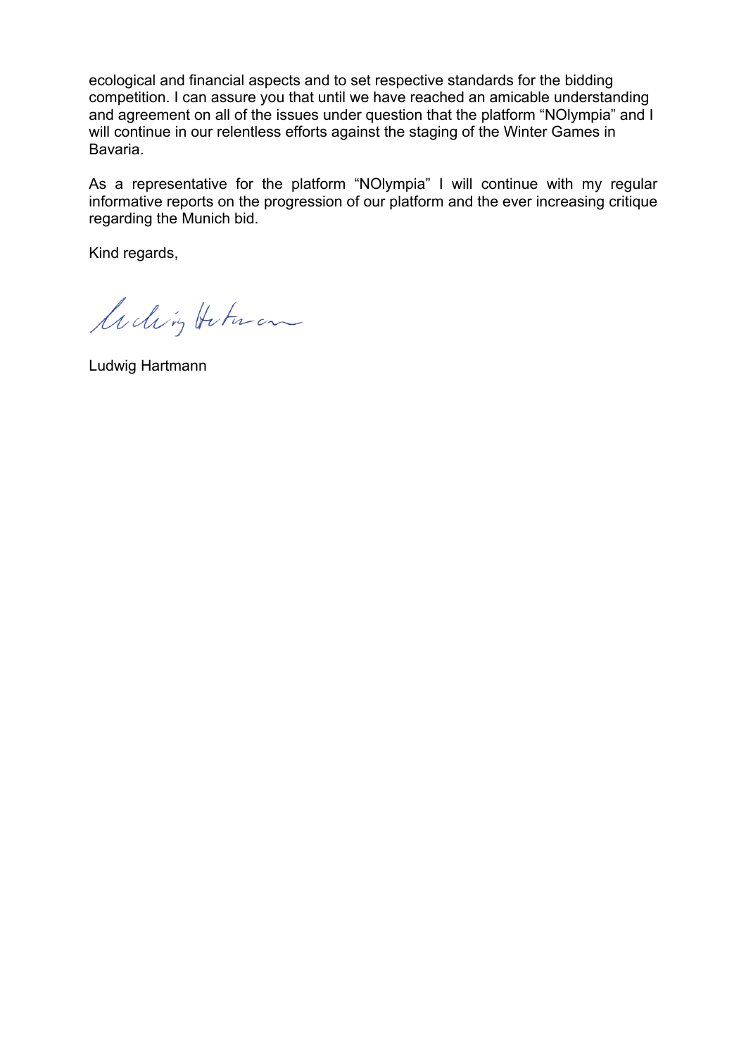ecological and financial aspects and to set respective standards for the bidding competition. I can assure you that until we have reached an amicable understanding and agreement on all of the issues under question that the platform "NOlympia" and I will continue in our relentless efforts against the staging of the Winter Games in Bavaria.

As a representative for the platform "NOlympia" I will continue with my regular informative reports on the progression of our platform and the ever increasing critique regarding the Munich bid.

Kind regards,

Ludwig Hartmann